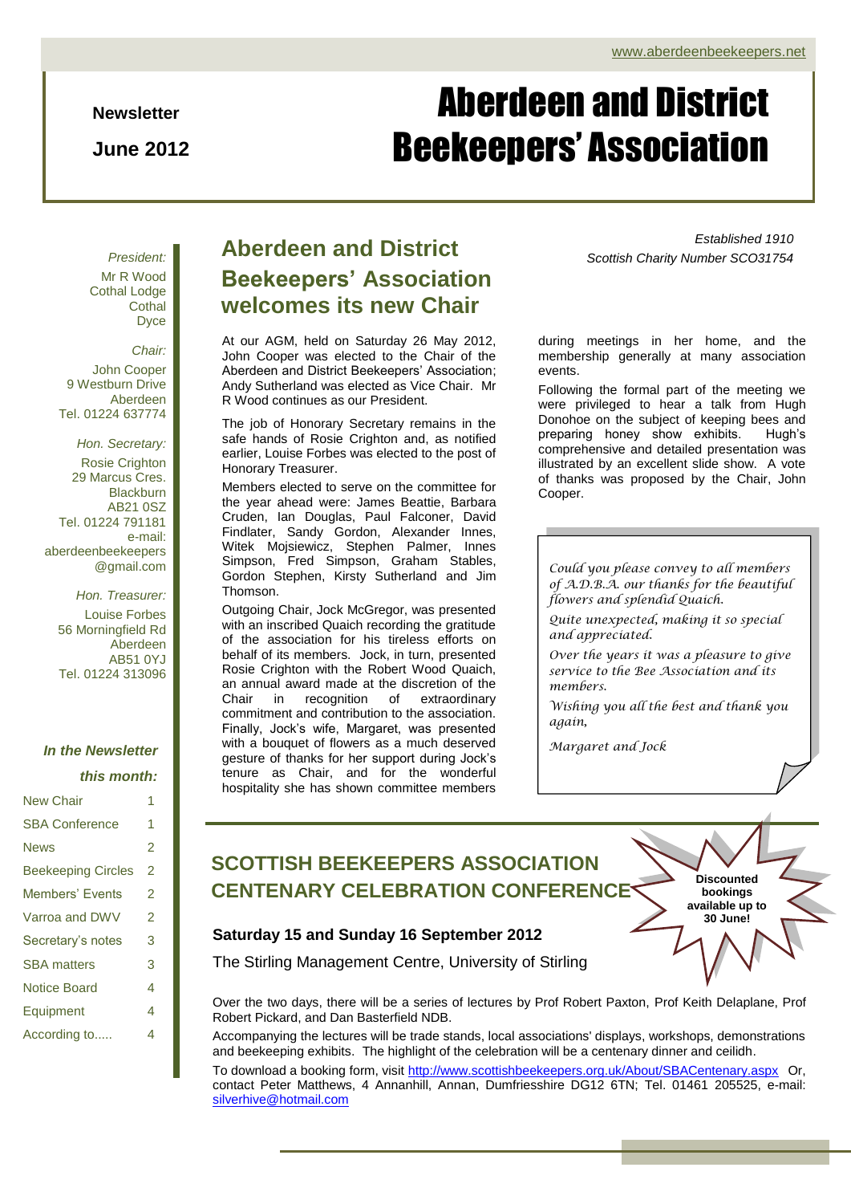www.aberdeenbeekeepers.net

**Newsletter**

**June 2012**

# Aberdeen and District Beekeepers' Association

*President:*
Mr R Wood
Cothal Lodge
Cothal
Dyce

*Chair:*
John Cooper
9 Westburn Drive
Aberdeen
Tel. 01224 637774

*Hon. Secretary:*
Rosie Crighton
29 Marcus Cres.
Blackburn
AB21 0SZ
Tel. 01224 791181
e-mail:
aberdeenbeekeepers@gmail.com

*Hon. Treasurer:*
Louise Forbes
56 Morningfield Rd
Aberdeen
AB51 0YJ
Tel. 01224 313096

***In the Newsletter this month:***

| | |
|---|---|
| New Chair | 1 |
| SBA Conference | 1 |
| News | 2 |
| Beekeeping Circles | 2 |
| Members' Events | 2 |
| Varroa and DWV | 2 |
| Secretary's notes | 3 |
| SBA matters | 3 |
| Notice Board | 4 |
| Equipment | 4 |
| According to..... | 4 |

*Established 1910*
*Scottish Charity Number SCO31754*

## Aberdeen and District Beekeepers' Association welcomes its new Chair

At our AGM, held on Saturday 26 May 2012, John Cooper was elected to the Chair of the Aberdeen and District Beekeepers' Association; Andy Sutherland was elected as Vice Chair. Mr R Wood continues as our President.

The job of Honorary Secretary remains in the safe hands of Rosie Crighton and, as notified earlier, Louise Forbes was elected to the post of Honorary Treasurer.

Members elected to serve on the committee for the year ahead were: James Beattie, Barbara Cruden, Ian Douglas, Paul Falconer, David Findlater, Sandy Gordon, Alexander Innes, Witek Mojsiewicz, Stephen Palmer, Innes Simpson, Fred Simpson, Graham Stables, Gordon Stephen, Kirsty Sutherland and Jim Thomson.

Outgoing Chair, Jock McGregor, was presented with an inscribed Quaich recording the gratitude of the association for his tireless efforts on behalf of its members. Jock, in turn, presented Rosie Crighton with the Robert Wood Quaich, an annual award made at the discretion of the Chair in recognition of extraordinary commitment and contribution to the association. Finally, Jock's wife, Margaret, was presented with a bouquet of flowers as a much deserved gesture of thanks for her support during Jock's tenure as Chair, and for the wonderful hospitality she has shown committee members during meetings in her home, and the membership generally at many association events.

Following the formal part of the meeting we were privileged to hear a talk from Hugh Donohoe on the subject of keeping bees and preparing honey show exhibits. Hugh's comprehensive and detailed presentation was illustrated by an excellent slide show. A vote of thanks was proposed by the Chair, John Cooper.

*Could you please convey to all members of A.D.B.A. our thanks for the beautiful flowers and splendid Quaich.*

*Quite unexpected, making it so special and appreciated.*

*Over the years it was a pleasure to give service to the Bee Association and its members.*

*Wishing you all the best and thank you again,*

*Margaret and Jock*

## SCOTTISH BEEKEEPERS ASSOCIATION CENTENARY CELEBRATION CONFERENCE

**Discounted bookings available up to 30 June!**

**Saturday 15 and Sunday 16 September 2012**

The Stirling Management Centre, University of Stirling

Over the two days, there will be a series of lectures by Prof Robert Paxton, Prof Keith Delaplane, Prof Robert Pickard, and Dan Basterfield NDB.

Accompanying the lectures will be trade stands, local associations' displays, workshops, demonstrations and beekeeping exhibits. The highlight of the celebration will be a centenary dinner and ceilidh.

To download a booking form, visit http://www.scottishbeekeepers.org.uk/About/SBACentenary.aspx Or, contact Peter Matthews, 4 Annanhill, Annan, Dumfriesshire DG12 6TN; Tel. 01461 205525, e-mail: silverhive@hotmail.com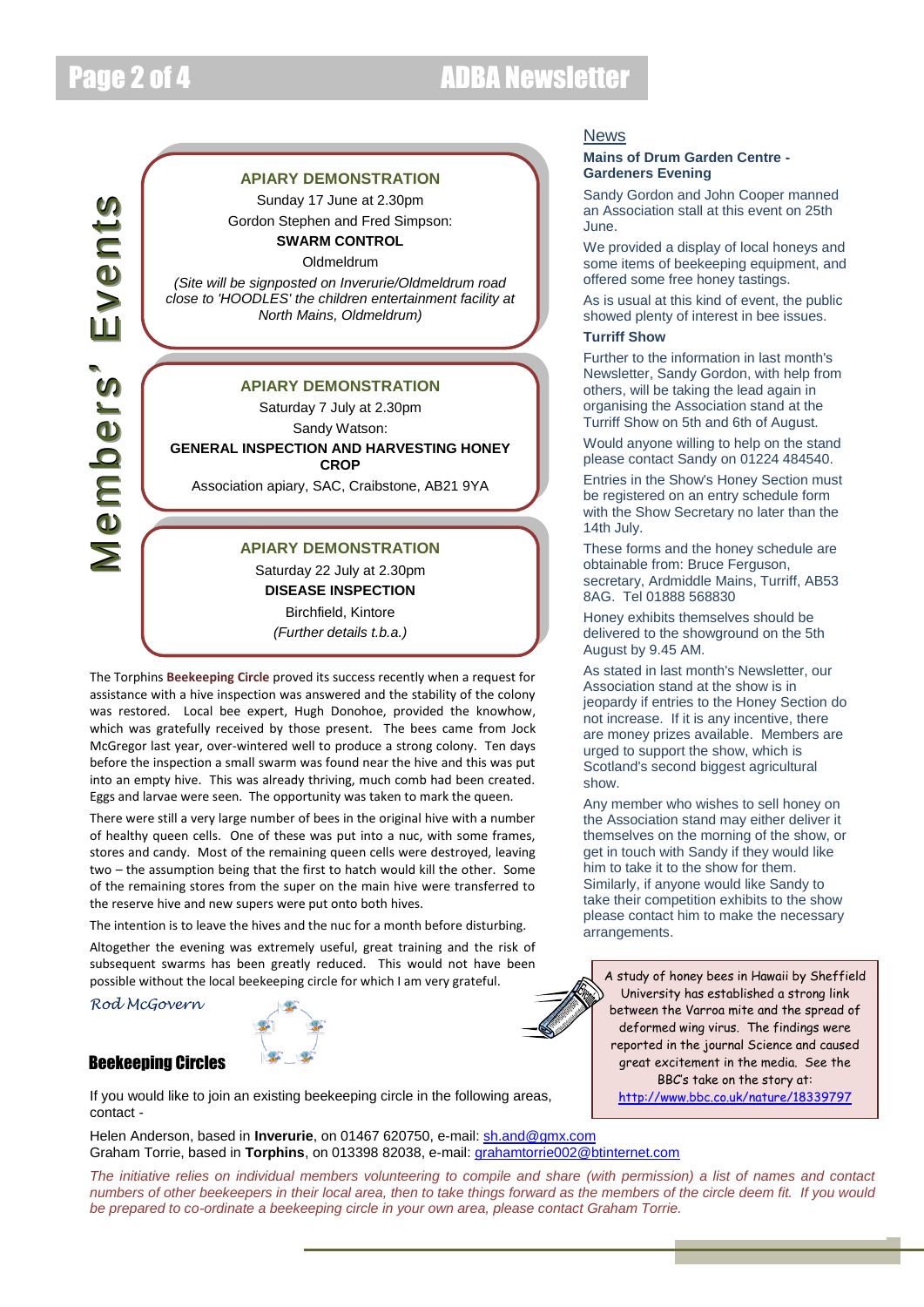# Members' Events

### APIARY DEMONSTRATION

Sunday 17 June at 2.30pm

Gordon Stephen and Fred Simpson:

**SWARM CONTROL**

Oldmeldrum

*(Site will be signposted on Inverurie/Oldmeldrum road close to 'HOODLES' the children entertainment facility at North Mains, Oldmeldrum)*

### APIARY DEMONSTRATION

Saturday 7 July at 2.30pm

Sandy Watson:

**GENERAL INSPECTION AND HARVESTING HONEY CROP**

Association apiary, SAC, Craibstone, AB21 9YA

### APIARY DEMONSTRATION

Saturday 22 July at 2.30pm

**DISEASE INSPECTION**

Birchfield, Kintore

*(Further details t.b.a.)*

The Torphins **Beekeeping Circle** proved its success recently when a request for assistance with a hive inspection was answered and the stability of the colony was restored. Local bee expert, Hugh Donohoe, provided the knowhow, which was gratefully received by those present. The bees came from Jock McGregor last year, over-wintered well to produce a strong colony. Ten days before the inspection a small swarm was found near the hive and this was put into an empty hive. This was already thriving, much comb had been created. Eggs and larvae were seen. The opportunity was taken to mark the queen.

There were still a very large number of bees in the original hive with a number of healthy queen cells. One of these was put into a nuc, with some frames, stores and candy. Most of the remaining queen cells were destroyed, leaving two – the assumption being that the first to hatch would kill the other. Some of the remaining stores from the super on the main hive were transferred to the reserve hive and new supers were put onto both hives.

The intention is to leave the hives and the nuc for a month before disturbing.

Altogether the evening was extremely useful, great training and the risk of subsequent swarms has been greatly reduced. This would not have been possible without the local beekeeping circle for which I am very grateful.

*Rod McGovern*

## News

### Mains of Drum Garden Centre - Gardeners Evening

Sandy Gordon and John Cooper manned an Association stall at this event on 25th June.

We provided a display of local honeys and some items of beekeeping equipment, and offered some free honey tastings.

As is usual at this kind of event, the public showed plenty of interest in bee issues.

### Turriff Show

Further to the information in last month's Newsletter, Sandy Gordon, with help from others, will be taking the lead again in organising the Association stand at the Turriff Show on 5th and 6th of August.

Would anyone willing to help on the stand please contact Sandy on 01224 484540.

Entries in the Show's Honey Section must be registered on an entry schedule form with the Show Secretary no later than the 14th July.

These forms and the honey schedule are obtainable from: Bruce Ferguson, secretary, Ardmiddle Mains, Turriff, AB53 8AG. Tel 01888 568830

Honey exhibits themselves should be delivered to the showground on the 5th August by 9.45 AM.

As stated in last month's Newsletter, our Association stand at the Show is in jeopardy if entries to the Honey Section do not increase. If it is any incentive, there are money prizes available. Members are urged to support the show, which is Scotland's second biggest agricultural show.

Any member who wishes to sell honey on the Association stand may either deliver it themselves on the morning of the show, or get in touch with Sandy if they would like him to take it to the show for them. Similarly, if anyone would like Sandy to take their competition exhibits to the show please contact him to make the necessary arrangements.

A study of honey bees in Hawaii by Sheffield University has established a strong link between the Varroa mite and the spread of deformed wing virus. The findings were reported in the journal Science and caused great excitement in the media. See the BBC's take on the story at: http://www.bbc.co.uk/nature/18339797

## Beekeeping Circles

If you would like to join an existing beekeeping circle in the following areas, contact -

Helen Anderson, based in **Inverurie**, on 01467 620750, e-mail: sh.and@gmx.com
Graham Torrie, based in **Torphins**, on 013398 82038, e-mail: grahamtorrie002@btinternet.com

*The initiative relies on individual members volunteering to compile and share (with permission) a list of names and contact numbers of other beekeepers in their local area, then to take things forward as the members of the circle deem fit. If you would be prepared to co-ordinate a beekeeping circle in your own area, please contact Graham Torrie.*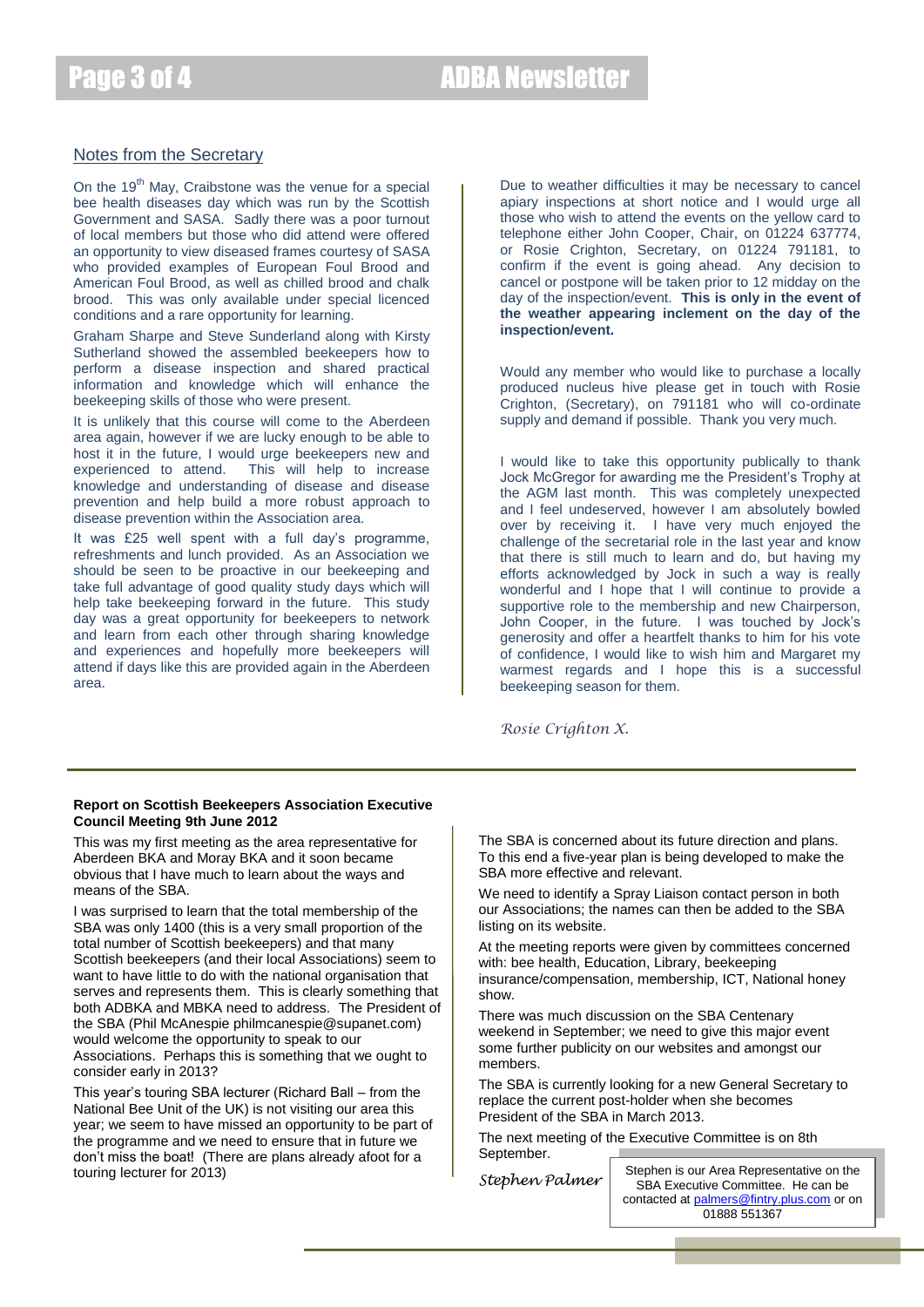## Notes from the Secretary

On the 19th May, Craibstone was the venue for a special bee health diseases day which was run by the Scottish Government and SASA. Sadly there was a poor turnout of local members but those who did attend were offered an opportunity to view diseased frames courtesy of SASA who provided examples of European Foul Brood and American Foul Brood, as well as chilled brood and chalk brood. This was only available under special licenced conditions and a rare opportunity for learning.

Graham Sharpe and Steve Sunderland along with Kirsty Sutherland showed the assembled beekeepers how to perform a disease inspection and shared practical information and knowledge which will enhance the beekeeping skills of those who were present.

It is unlikely that this course will come to the Aberdeen area again, however if we are lucky enough to be able to host it in the future, I would urge beekeepers new and experienced to attend. This will help to increase knowledge and understanding of disease and disease prevention and help build a more robust approach to disease prevention within the Association area.

It was £25 well spent with a full day's programme, refreshments and lunch provided. As an Association we should be seen to be proactive in our beekeeping and take full advantage of good quality study days which will help take beekeeping forward in the future. This study day was a great opportunity for beekeepers to network and learn from each other through sharing knowledge and experiences and hopefully more beekeepers will attend if days like this are provided again in the Aberdeen area.

Due to weather difficulties it may be necessary to cancel apiary inspections at short notice and I would urge all those who wish to attend the events on the yellow card to telephone either John Cooper, Chair, on 01224 637774, or Rosie Crighton, Secretary, on 01224 791181, to confirm if the event is going ahead. Any decision to cancel or postpone will be taken prior to 12 midday on the day of the inspection/event. **This is only in the event of the weather appearing inclement on the day of the inspection/event.**

Would any member who would like to purchase a locally produced nucleus hive please get in touch with Rosie Crighton, (Secretary), on 791181 who will co-ordinate supply and demand if possible. Thank you very much.

I would like to take this opportunity publically to thank Jock McGregor for awarding me the President's Trophy at the AGM last month. This was completely unexpected and I feel undeserved, however I am absolutely bowled over by receiving it. I have very much enjoyed the challenge of the secretarial role in the last year and know that there is still much to learn and do, but having my efforts acknowledged by Jock in such a way is really wonderful and I hope that I will continue to provide a supportive role to the membership and new Chairperson, John Cooper, in the future. I was touched by Jock's generosity and offer a heartfelt thanks to him for his vote of confidence, I would like to wish him and Margaret my warmest regards and I hope this is a successful beekeeping season for them.

*Rosie Crighton X.*

---

**Report on Scottish Beekeepers Association Executive Council Meeting 9th June 2012**

This was my first meeting as the area representative for Aberdeen BKA and Moray BKA and it soon became obvious that I have much to learn about the ways and means of the SBA.

I was surprised to learn that the total membership of the SBA was only 1400 (this is a very small proportion of the total number of Scottish beekeepers) and that many Scottish beekeepers (and their local Associations) seem to want to have little to do with the national organisation that serves and represents them. This is clearly something that both ADBKA and MBKA need to address. The President of the SBA (Phil McAnespie philmcanespie@supanet.com) would welcome the opportunity to speak to our Associations. Perhaps this is something that we ought to consider early in 2013?

This year's touring SBA lecturer (Richard Ball – from the National Bee Unit of the UK) is not visiting our area this year; we seem to have missed an opportunity to be part of the programme and we need to ensure that in future we don't miss the boat! (There are plans already afoot for a touring lecturer for 2013)

The SBA is concerned about its future direction and plans. To this end a five-year plan is being developed to make the SBA more effective and relevant.

We need to identify a Spray Liaison contact person in both our Associations; the names can then be added to the SBA listing on its website.

At the meeting reports were given by committees concerned with: bee health, Education, Library, beekeeping insurance/compensation, membership, ICT, National honey show.

There was much discussion on the SBA Centenary weekend in September; we need to give this major event some further publicity on our websites and amongst our members.

The SBA is currently looking for a new General Secretary to replace the current post-holder when she becomes President of the SBA in March 2013.

The next meeting of the Executive Committee is on 8th September.

*Stephen Palmer*

Stephen is our Area Representative on the SBA Executive Committee. He can be contacted at palmers@fintry.plus.com or on 01888 551367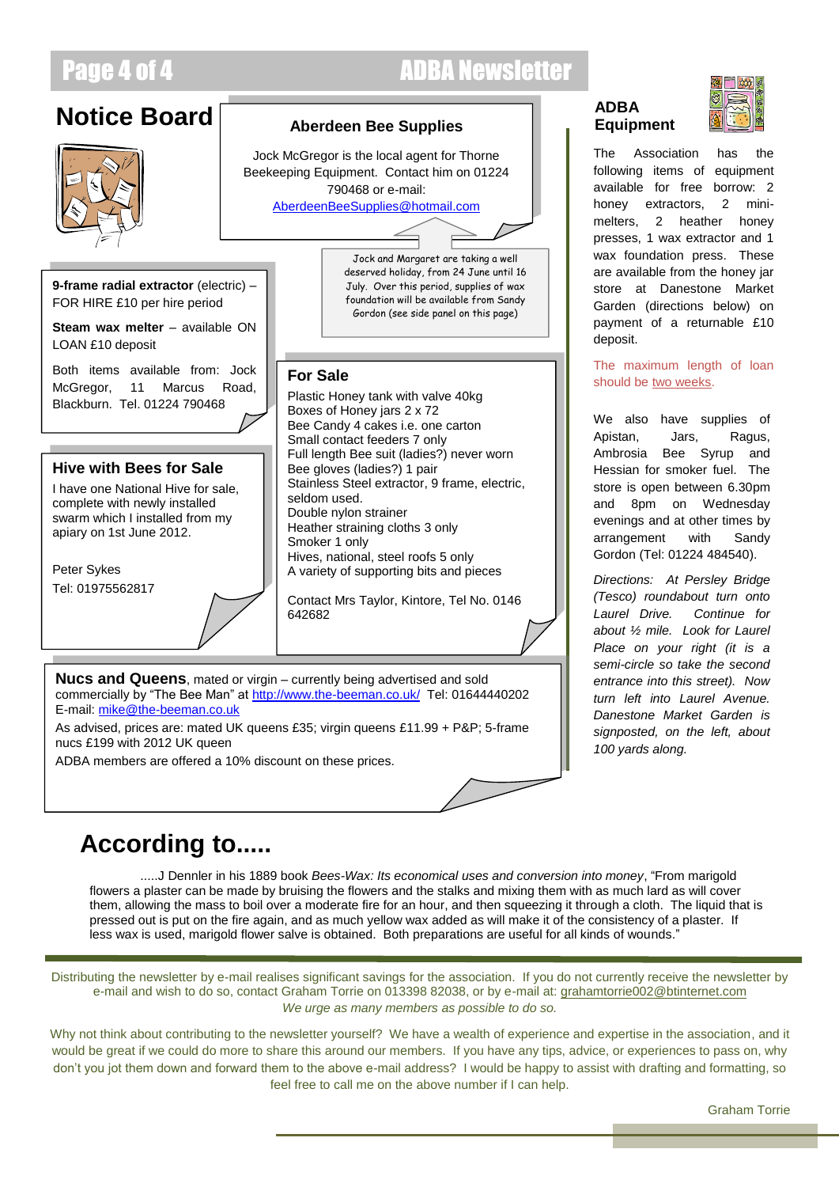# Notice Board

## Aberdeen Bee Supplies

Jock McGregor is the local agent for Thorne Beekeeping Equipment. Contact him on 01224 790468 or e-mail: AberdeenBeeSupplies@hotmail.com

Jock and Margaret are taking a well deserved holiday, from 24 June until 16 July. Over this period, supplies of wax foundation will be available from Sandy Gordon (see side panel on this page)

**9-frame radial extractor** (electric) – FOR HIRE £10 per hire period

**Steam wax melter** – available ON LOAN £10 deposit

Both items available from: Jock McGregor, 11 Marcus Road, Blackburn. Tel. 01224 790468

## Hive with Bees for Sale

I have one National Hive for sale, complete with newly installed swarm which I installed from my apiary on 1st June 2012.

Peter Sykes
Tel: 01975562817

## For Sale

Plastic Honey tank with valve 40kg
Boxes of Honey jars 2 x 72
Bee Candy 4 cakes i.e. one carton
Small contact feeders 7 only
Full length Bee suit (ladies?) never worn
Bee gloves (ladies?) 1 pair
Stainless Steel extractor, 9 frame, electric, seldom used.
Double nylon strainer
Heather straining cloths 3 only
Smoker 1 only
Hives, national, steel roofs 5 only
A variety of supporting bits and pieces

Contact Mrs Taylor, Kintore, Tel No. 0146 642682

**Nucs and Queens**, mated or virgin – currently being advertised and sold commercially by "The Bee Man" at http://www.the-beeman.co.uk/ Tel: 01644440202 E-mail: mike@the-beeman.co.uk

As advised, prices are: mated UK queens £35; virgin queens £11.99 + P&P; 5-frame nucs £199 with 2012 UK queen

ADBA members are offered a 10% discount on these prices.

## ADBA Equipment

The Association has the following items of equipment available for free borrow: 2 honey extractors, 2 mini-melters, 2 heather honey presses, 1 wax extractor and 1 wax foundation press. These are available from the honey jar store at Danestone Market Garden (directions below) on payment of a returnable £10 deposit.

The maximum length of loan should be two weeks.

We also have supplies of Apistan, Jars, Ragus, Ambrosia Bee Syrup and Hessian for smoker fuel. The store is open between 6.30pm and 8pm on Wednesday evenings and at other times by arrangement with Sandy Gordon (Tel: 01224 484540).

*Directions: At Persley Bridge (Tesco) roundabout turn onto Laurel Drive. Continue for about ½ mile. Look for Laurel Place on your right (it is a semi-circle so take the second entrance into this street). Now turn left into Laurel Avenue. Danestone Market Garden is signposted, on the left, about 100 yards along.*

# According to.....

.....J Dennler in his 1889 book *Bees-Wax: Its economical uses and conversion into money*, "From marigold flowers a plaster can be made by bruising the flowers and the stalks and mixing them with as much lard as will cover them, allowing the mass to boil over a moderate fire for an hour, and then squeezing it through a cloth. The liquid that is pressed out is put on the fire again, and as much yellow wax added as will make it of the consistency of a plaster. If less wax is used, marigold flower salve is obtained. Both preparations are useful for all kinds of wounds."

Distributing the newsletter by e-mail realises significant savings for the association. If you do not currently receive the newsletter by e-mail and wish to do so, contact Graham Torrie on 013398 82038, or by e-mail at: grahamtorrie002@btinternet.com

*We urge as many members as possible to do so.*

Why not think about contributing to the newsletter yourself? We have a wealth of experience and expertise in the association, and it would be great if we could do more to share this around our members. If you have any tips, advice, or experiences to pass on, why don't you jot them down and forward them to the above e-mail address? I would be happy to assist with drafting and formatting, so feel free to call me on the above number if I can help.

Graham Torrie